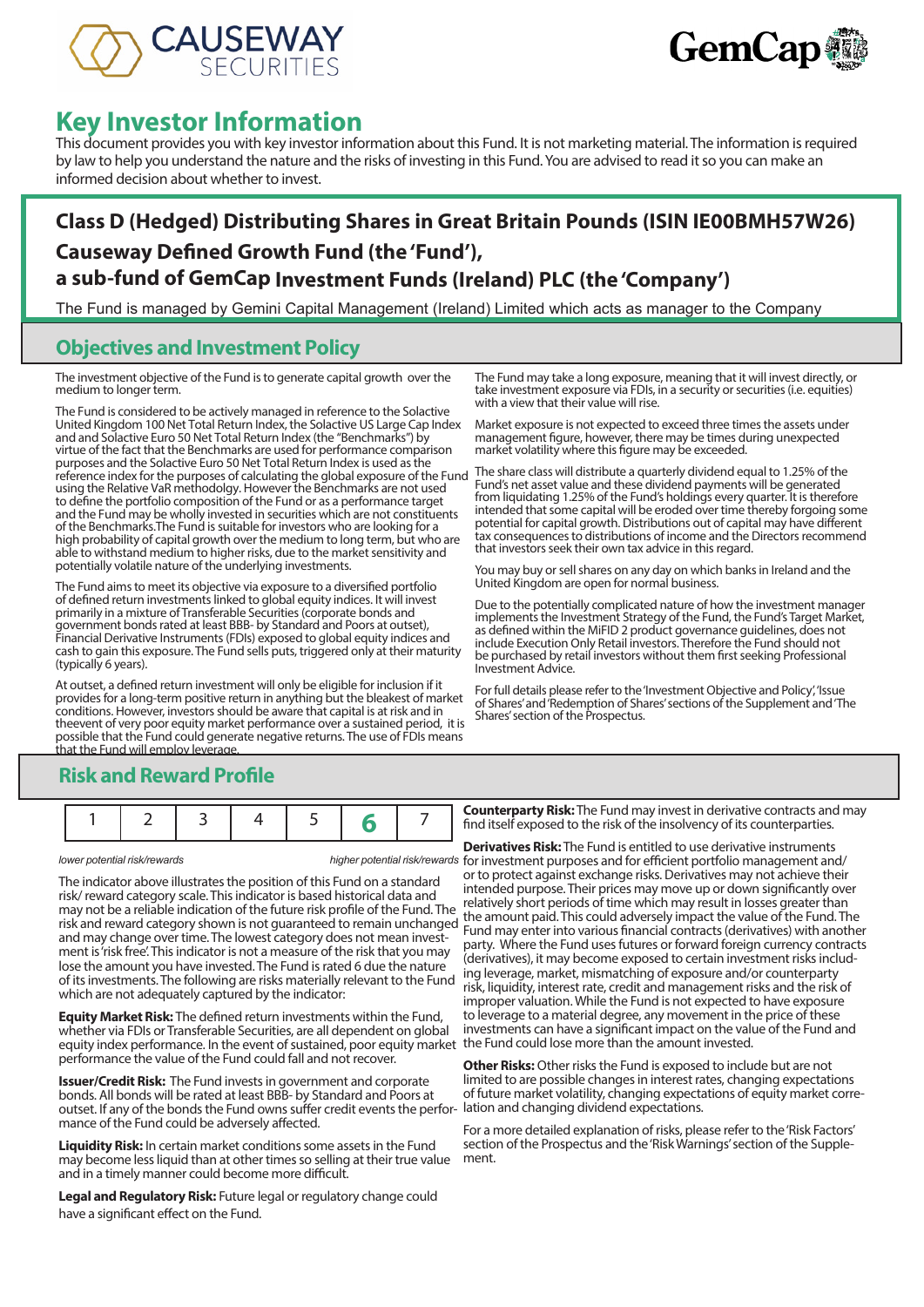# Key Investor Information

This document provides you with key investor information about this Fund. It is not marketing material. The information is required by law to help you understand the nature and the risks of investing in this Fund. You are advised to read it so you can make an informed decision about whether to invest.

## Class D (Hedged) Distributing Shares in Great Britain Pounds (ISIN IE00BMH57W26)

## Causeway Defined Growth Fund (the 'Fund'),

## a sub-fund of GemCap Investment Funds (Ireland) PLC (the 'Company')

The Fund is managed by Gemini Capital Management (Ireland) Limited which acts as manager to the Company

## Objectives and Investment Policy

The investment objective of the Fund is to generate capital growth over the medium to longer term.

The Fund is considered to be actively managed in reference to the Solactive United Kingdom 100 Net Total Return Index, the Solactive US Large Cap Index and and Solactive Euro 50 Net Total Return Index (the "Benchmarks") by virtue of the fact that the Benchmarks are used for performance comparison purposes and the Solactive Euro 50 Net Total Return Index is used as the reference index for the purposes of calculating the global exposure of the Fund using the Relative VaR methodolgy. However the Benchmarks are not used to define the portfolio composition of the Fund or as a performance target and the Fund may be wholly invested in securities which are not constituents of the Benchmarks.The Fund is suitable for investors who are looking for a high probability of capital growth over the medium to long term, but who are able to withstand medium to higher risks, due to the market sensitivity and potentially volatile nature of the underlying investments.

The Fund aims to meet its objective via exposure to a diversified portfolio of defined return investments linked to global equity indices. It will invest primarily in a mixture of Transferable Securities (corporate bonds and government bonds rated at least BBB- by Standard and Poors at outset), Financial Derivative Instruments (FDIs) exposed to global equity indices and cash to gain this exposure. The Fund sells puts, triggered only at their maturity (typically 6 years).

At outset, a defined return investment will only be eligible for inclusion if it provides for a long-term positive return in anything but the bleakest of market conditions. However, investors should be aware that capital is at risk and in theevent of very poor equity market performance over a sustained period, it is possible that the Fund could generate negative returns. The use of FDIs means that the Fund will employ leverage.

The Fund may take a long exposure, meaning that it will invest directly, or take investment exposure via FDIs, in a security or securities (i.e. equities) with a view that their value will rise.

Market exposure is not expected to exceed three times the assets under management figure, however, there may be times during unexpected market volatility where this figure may be exceeded.

The share class will distribute a quarterly dividend equal to 1.25% of the Fund's net asset value and these dividend payments will be generated from liquidating 1.25% of the Fund's holdings every quarter. It is therefore intended that some capital will be eroded over time thereby forgoing some potential for capital growth. Distributions out of capital may have different tax consequences to distributions of income and the Directors recommend that investors seek their own tax advice in this regard.

You may buy or sell shares on any day on which banks in Ireland and the United Kingdom are open for normal business.

Due to the potentially complicated nature of how the investment manager implements the Investment Strategy of the Fund, the Fund's Target Market, as defined within the MiFID 2 product governance guidelines, does not include Execution Only Retail investors. Therefore the Fund should not be purchased by retail investors without them first seeking Professional Investment Advice.

For full details please refer to the 'Investment Objective and Policy', 'Issue of Shares' and 'Redemption of Shares' sections of the Supplement and 'The Shares' section of the Prospectus.

## Risk and Reward Profile

| 1 | 2 | 3 | 4 | 5 | **6** | 7 |
|---|---|---|---|---|---|---|

*lower potential risk/rewards* — *higher potential risk/rewards*

The indicator above illustrates the position of this Fund on a standard risk/ reward category scale. This indicator is based historical data and may not be a reliable indication of the future risk profile of the Fund. The risk and reward category shown is not guaranteed to remain unchanged and may change over time. The lowest category does not mean investment is 'risk free'. This indicator is not a measure of the risk that you may lose the amount you have invested. The Fund is rated 6 due the nature of its investments. The following are risks materially relevant to the Fund which are not adequately captured by the indicator:

**Equity Market Risk:** The defined return investments within the Fund, whether via FDIs or Transferable Securities, are all dependent on global equity index performance. In the event of sustained, poor equity market performance the value of the Fund could fall and not recover.

**Issuer/Credit Risk:** The Fund invests in government and corporate bonds. All bonds will be rated at least BBB- by Standard and Poors at outset. If any of the bonds the Fund owns suffer credit events the performance of the Fund could be adversely affected.

**Liquidity Risk:** In certain market conditions some assets in the Fund may become less liquid than at other times so selling at their true value and in a timely manner could become more difficult.

**Legal and Regulatory Risk:** Future legal or regulatory change could have a significant effect on the Fund.

**Counterparty Risk:** The Fund may invest in derivative contracts and may find itself exposed to the risk of the insolvency of its counterparties.

**Derivatives Risk:** The Fund is entitled to use derivative instruments for investment purposes and for efficient portfolio management and/or to protect against exchange risks. Derivatives may not achieve their intended purpose. Their prices may move up or down significantly over relatively short periods of time which may result in losses greater than the amount paid. This could adversely impact the value of the Fund. The Fund may enter into various financial contracts (derivatives) with another party. Where the Fund uses futures or forward foreign currency contracts (derivatives), it may become exposed to certain investment risks including leverage, market, mismatching of exposure and/or counterparty risk, liquidity, interest rate, credit and management risks and the risk of improper valuation. While the Fund is not expected to have exposure to leverage to a material degree, any movement in the price of these investments can have a significant impact on the value of the Fund and the Fund could lose more than the amount invested.

**Other Risks:** Other risks the Fund is exposed to include but are not limited to are possible changes in interest rates, changing expectations of future market volatility, changing expectations of equity market correlation and changing dividend expectations.

For a more detailed explanation of risks, please refer to the 'Risk Factors' section of the Prospectus and the 'Risk Warnings' section of the Supplement.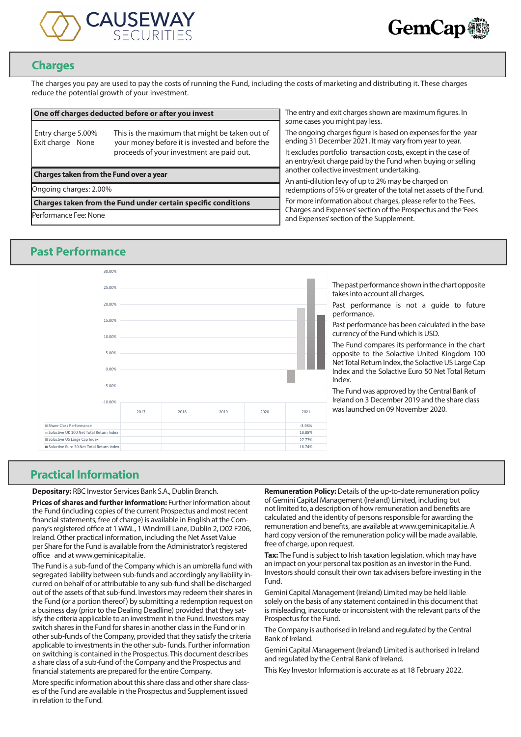## Charges

The charges you pay are used to pay the costs of running the Fund, including the costs of marketing and distributing it. These charges reduce the potential growth of your investment.

| One off charges deducted before or after you invest | |
|---|---|
| Entry charge 5.00%<br>Exit charge None | This is the maximum that might be taken out of your money before it is invested and before the proceeds of your investment are paid out. |
| **Charges taken from the Fund over a year** | |
| Ongoing charges: 2.00% | |
| **Charges taken from the Fund under certain specific conditions** | |
| Performance Fee: None | |

The entry and exit charges shown are maximum figures. In some cases you might pay less.

The ongoing charges figure is based on expenses for the year ending 31 December 2021. It may vary from year to year.

It excludes portfolio transaction costs, except in the case of an entry/exit charge paid by the Fund when buying or selling another collective investment undertaking.

An anti-dilution levy of up to 2% may be charged on redemptions of 5% or greater of the total net assets of the Fund.

For more information about charges, please refer to the 'Fees, Charges and Expenses' section of the Prospectus and the 'Fees and Expenses' section of the Supplement.

## Past Performance

30.00%
25.00%
20.00%
15.00%
10.00%
5.00%
0.00%
-5.00%
-10.00%

2017 2018 2019 2020 2021

Share Class Performance -3.98%
Solactive UK 100 Net Total Return Index 18.88%
Solactive US Large Cap Index 27.77%
Solactive Euro 50 Net Total Return Index 16.74%

The past performance shown in the chart opposite takes into account all charges.

Past performance is not a guide to future performance.

Past performance has been calculated in the base currency of the Fund which is USD.

The Fund compares its performance in the chart opposite to the Solactive United Kingdom 100 Net Total Return Index, the Solactive US Large Cap Index and the Solactive Euro 50 Net Total Return Index.

The Fund was approved by the Central Bank of Ireland on 3 December 2019 and the share class was launched on 09 November 2020.

## Practical Information

**Depositary:** RBC Investor Services Bank S.A., Dublin Branch.

**Prices of shares and further information:** Further information about the Fund (including copies of the current Prospectus and most recent financial statements, free of charge) is available in English at the Company's registered office at 1 WML, 1 Windmill Lane, Dublin 2, D02 F206, Ireland. Other practical information, including the Net Asset Value per Share for the Fund is available from the Administrator's registered office and at www.geminicapital.ie.

The Fund is a sub-fund of the Company which is an umbrella fund with segregated liability between sub-funds and accordingly any liability incurred on behalf of or attributable to any sub-fund shall be discharged out of the assets of that sub-fund. Investors may redeem their shares in the Fund (or a portion thereof) by submitting a redemption request on a business day (prior to the Dealing Deadline) provided that they satisfy the criteria applicable to an investment in the Fund. Investors may switch shares in the Fund for shares in another class in the Fund or in other sub-funds of the Company, provided that they satisfy the criteria applicable to investments in the other sub- funds. Further information on switching is contained in the Prospectus. This document describes a share class of a sub-fund of the Company and the Prospectus and financial statements are prepared for the entire Company.

More specific information about this share class and other share classes of the Fund are available in the Prospectus and Supplement issued in relation to the Fund.

**Remuneration Policy:** Details of the up-to-date remuneration policy of Gemini Capital Management (Ireland) Limited, including but not limited to, a description of how remuneration and benefits are calculated and the identity of persons responsible for awarding the remuneration and benefits, are available at www.geminicapital.ie. A hard copy version of the remuneration policy will be made available, free of charge, upon request.

**Tax:** The Fund is subject to Irish taxation legislation, which may have an impact on your personal tax position as an investor in the Fund. Investors should consult their own tax advisers before investing in the Fund.

Gemini Capital Management (Ireland) Limited may be held liable solely on the basis of any statement contained in this document that is misleading, inaccurate or inconsistent with the relevant parts of the Prospectus for the Fund.

The Company is authorised in Ireland and regulated by the Central Bank of Ireland.

Gemini Capital Management (Ireland) Limited is authorised in Ireland and regulated by the Central Bank of Ireland.

This Key Investor Information is accurate as at 18 February 2022.